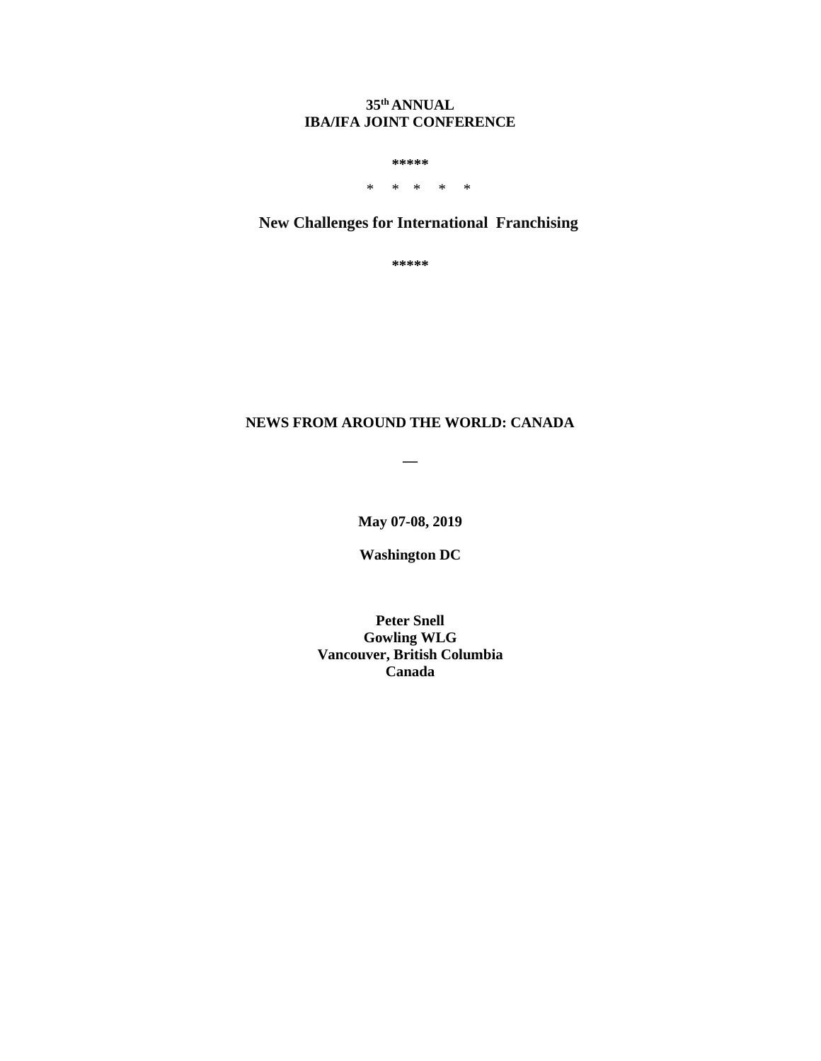**35th ANNUAL**
**IBA/IFA JOINT CONFERENCE**

**\*\*\*\*\***

\*  \*  \*  \*  \*

## New Challenges for International Franchising

**\*\*\*\*\***

## NEWS FROM AROUND THE WORLD: CANADA

—

**May 07-08, 2019**

**Washington DC**

**Peter Snell**
**Gowling WLG**
**Vancouver, British Columbia**
**Canada**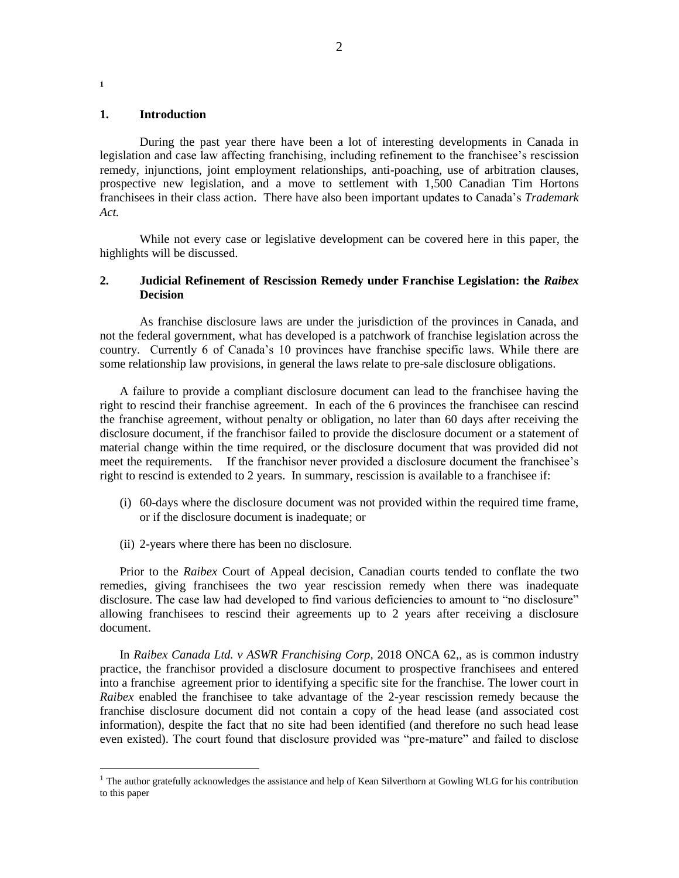[1]

## 1. Introduction

During the past year there have been a lot of interesting developments in Canada in legislation and case law affecting franchising, including refinement to the franchisee's rescission remedy, injunctions, joint employment relationships, anti-poaching, use of arbitration clauses, prospective new legislation, and a move to settlement with 1,500 Canadian Tim Hortons franchisees in their class action. There have also been important updates to Canada's *Trademark Act.*

While not every case or legislative development can be covered here in this paper, the highlights will be discussed.

## 2. Judicial Refinement of Rescission Remedy under Franchise Legislation: the *Raibex* Decision

As franchise disclosure laws are under the jurisdiction of the provinces in Canada, and not the federal government, what has developed is a patchwork of franchise legislation across the country. Currently 6 of Canada's 10 provinces have franchise specific laws. While there are some relationship law provisions, in general the laws relate to pre-sale disclosure obligations.

A failure to provide a compliant disclosure document can lead to the franchisee having the right to rescind their franchise agreement. In each of the 6 provinces the franchisee can rescind the franchise agreement, without penalty or obligation, no later than 60 days after receiving the disclosure document, if the franchisor failed to provide the disclosure document or a statement of material change within the time required, or the disclosure document that was provided did not meet the requirements. If the franchisor never provided a disclosure document the franchisee's right to rescind is extended to 2 years. In summary, rescission is available to a franchisee if:

(i) 60-days where the disclosure document was not provided within the required time frame, or if the disclosure document is inadequate; or

(ii) 2-years where there has been no disclosure.

Prior to the *Raibex* Court of Appeal decision, Canadian courts tended to conflate the two remedies, giving franchisees the two year rescission remedy when there was inadequate disclosure. The case law had developed to find various deficiencies to amount to "no disclosure" allowing franchisees to rescind their agreements up to 2 years after receiving a disclosure document.

In *Raibex Canada Ltd. v ASWR Franchising Corp,* 2018 ONCA 62,, as is common industry practice, the franchisor provided a disclosure document to prospective franchisees and entered into a franchise agreement prior to identifying a specific site for the franchise. The lower court in *Raibex* enabled the franchisee to take advantage of the 2-year rescission remedy because the franchise disclosure document did not contain a copy of the head lease (and associated cost information), despite the fact that no site had been identified (and therefore no such head lease even existed). The court found that disclosure provided was "pre-mature" and failed to disclose

[1] The author gratefully acknowledges the assistance and help of Kean Silverthorn at Gowling WLG for his contribution to this paper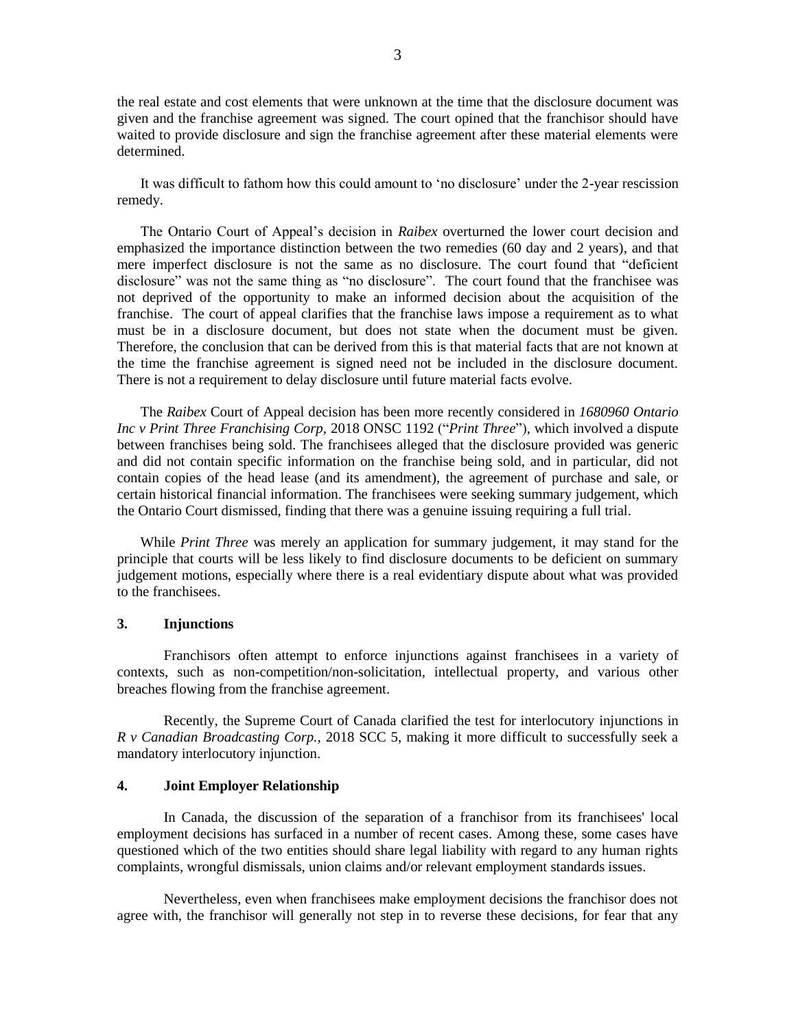the real estate and cost elements that were unknown at the time that the disclosure document was given and the franchise agreement was signed. The court opined that the franchisor should have waited to provide disclosure and sign the franchise agreement after these material elements were determined.

It was difficult to fathom how this could amount to 'no disclosure' under the 2-year rescission remedy.

The Ontario Court of Appeal's decision in *Raibex* overturned the lower court decision and emphasized the importance distinction between the two remedies (60 day and 2 years), and that mere imperfect disclosure is not the same as no disclosure. The court found that "deficient disclosure" was not the same thing as "no disclosure". The court found that the franchisee was not deprived of the opportunity to make an informed decision about the acquisition of the franchise. The court of appeal clarifies that the franchise laws impose a requirement as to what must be in a disclosure document, but does not state when the document must be given. Therefore, the conclusion that can be derived from this is that material facts that are not known at the time the franchise agreement is signed need not be included in the disclosure document. There is not a requirement to delay disclosure until future material facts evolve.

The *Raibex* Court of Appeal decision has been more recently considered in *1680960 Ontario Inc v Print Three Franchising Corp*, 2018 ONSC 1192 ("*Print Three*"), which involved a dispute between franchises being sold. The franchisees alleged that the disclosure provided was generic and did not contain specific information on the franchise being sold, and in particular, did not contain copies of the head lease (and its amendment), the agreement of purchase and sale, or certain historical financial information. The franchisees were seeking summary judgement, which the Ontario Court dismissed, finding that there was a genuine issuing requiring a full trial.

While *Print Three* was merely an application for summary judgement, it may stand for the principle that courts will be less likely to find disclosure documents to be deficient on summary judgement motions, especially where there is a real evidentiary dispute about what was provided to the franchisees.

### 3. Injunctions

Franchisors often attempt to enforce injunctions against franchisees in a variety of contexts, such as non-competition/non-solicitation, intellectual property, and various other breaches flowing from the franchise agreement.

Recently, the Supreme Court of Canada clarified the test for interlocutory injunctions in *R v Canadian Broadcasting Corp.*, 2018 SCC 5, making it more difficult to successfully seek a mandatory interlocutory injunction.

### 4. Joint Employer Relationship

In Canada, the discussion of the separation of a franchisor from its franchisees' local employment decisions has surfaced in a number of recent cases. Among these, some cases have questioned which of the two entities should share legal liability with regard to any human rights complaints, wrongful dismissals, union claims and/or relevant employment standards issues.

Nevertheless, even when franchisees make employment decisions the franchisor does not agree with, the franchisor will generally not step in to reverse these decisions, for fear that any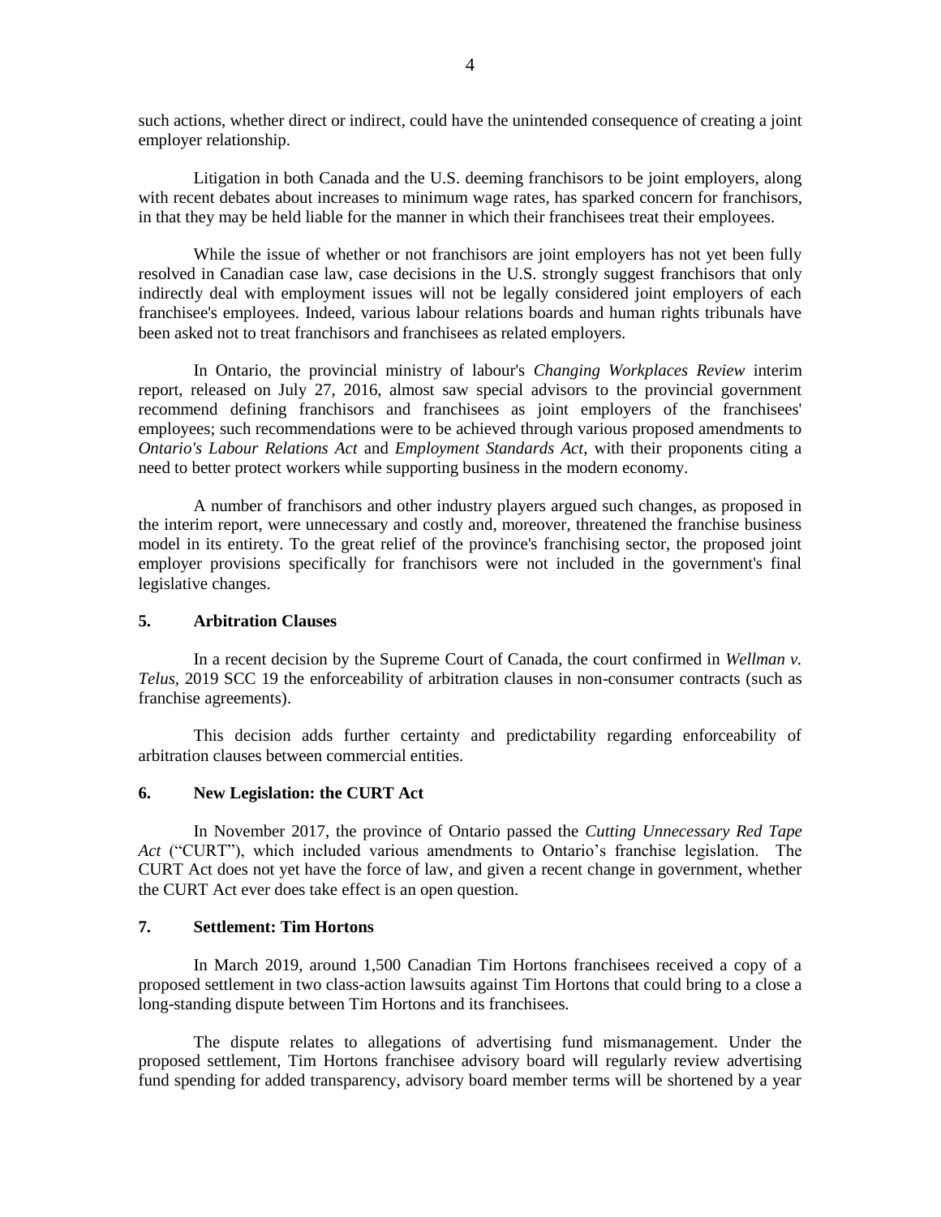such actions, whether direct or indirect, could have the unintended consequence of creating a joint employer relationship.

Litigation in both Canada and the U.S. deeming franchisors to be joint employers, along with recent debates about increases to minimum wage rates, has sparked concern for franchisors, in that they may be held liable for the manner in which their franchisees treat their employees.

While the issue of whether or not franchisors are joint employers has not yet been fully resolved in Canadian case law, case decisions in the U.S. strongly suggest franchisors that only indirectly deal with employment issues will not be legally considered joint employers of each franchisee's employees. Indeed, various labour relations boards and human rights tribunals have been asked not to treat franchisors and franchisees as related employers.

In Ontario, the provincial ministry of labour's *Changing Workplaces Review* interim report, released on July 27, 2016, almost saw special advisors to the provincial government recommend defining franchisors and franchisees as joint employers of the franchisees' employees; such recommendations were to be achieved through various proposed amendments to *Ontario's Labour Relations Act* and *Employment Standards Act*, with their proponents citing a need to better protect workers while supporting business in the modern economy.

A number of franchisors and other industry players argued such changes, as proposed in the interim report, were unnecessary and costly and, moreover, threatened the franchise business model in its entirety. To the great relief of the province's franchising sector, the proposed joint employer provisions specifically for franchisors were not included in the government's final legislative changes.

## 5. Arbitration Clauses

In a recent decision by the Supreme Court of Canada, the court confirmed in *Wellman v. Telus,* 2019 SCC 19 the enforceability of arbitration clauses in non-consumer contracts (such as franchise agreements).

This decision adds further certainty and predictability regarding enforceability of arbitration clauses between commercial entities.

## 6. New Legislation: the CURT Act

In November 2017, the province of Ontario passed the *Cutting Unnecessary Red Tape Act* ("CURT"), which included various amendments to Ontario's franchise legislation. The CURT Act does not yet have the force of law, and given a recent change in government, whether the CURT Act ever does take effect is an open question.

## 7. Settlement: Tim Hortons

In March 2019, around 1,500 Canadian Tim Hortons franchisees received a copy of a proposed settlement in two class-action lawsuits against Tim Hortons that could bring to a close a long-standing dispute between Tim Hortons and its franchisees.

The dispute relates to allegations of advertising fund mismanagement. Under the proposed settlement, Tim Hortons franchisee advisory board will regularly review advertising fund spending for added transparency, advisory board member terms will be shortened by a year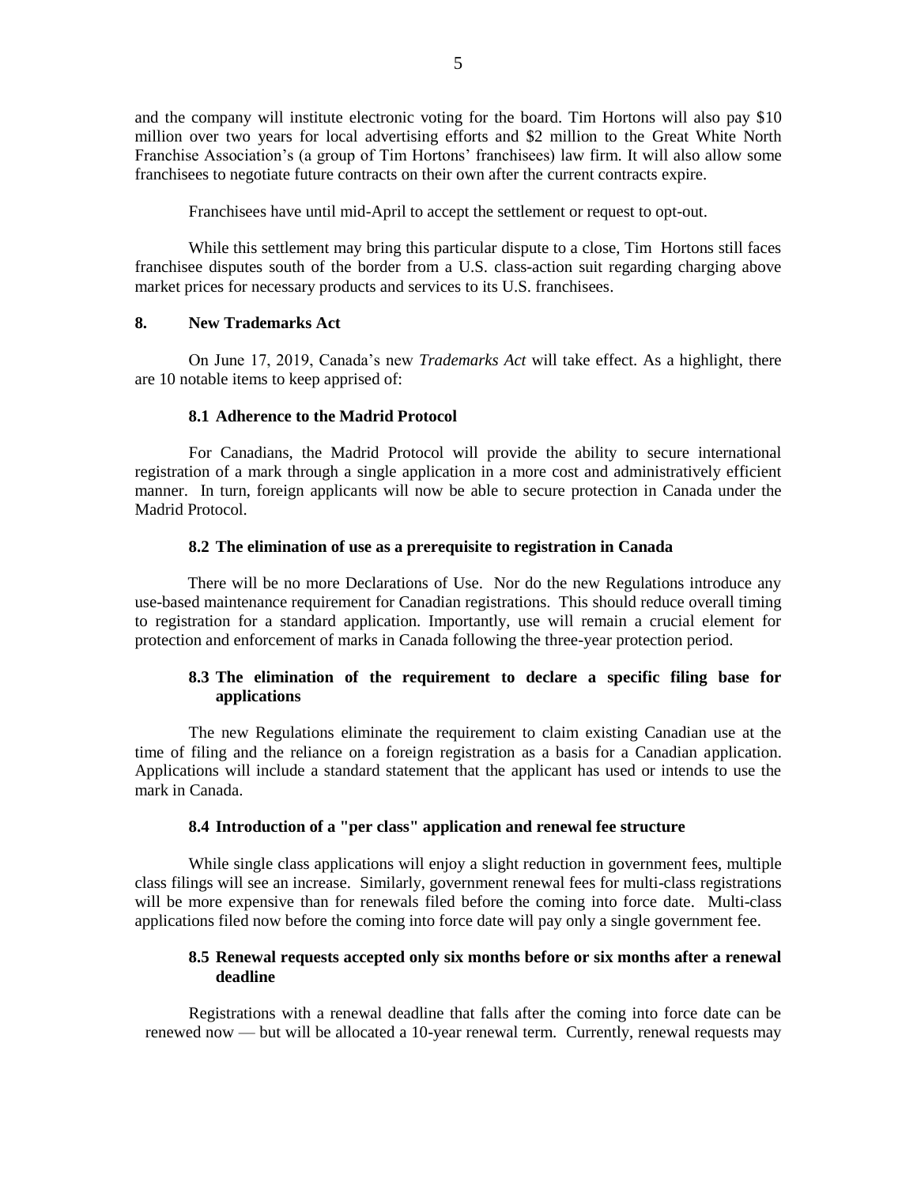and the company will institute electronic voting for the board. Tim Hortons will also pay $10 million over two years for local advertising efforts and $2 million to the Great White North Franchise Association's (a group of Tim Hortons' franchisees) law firm. It will also allow some franchisees to negotiate future contracts on their own after the current contracts expire.

Franchisees have until mid-April to accept the settlement or request to opt-out.

While this settlement may bring this particular dispute to a close, Tim Hortons still faces franchisee disputes south of the border from a U.S. class-action suit regarding charging above market prices for necessary products and services to its U.S. franchisees.

## 8. New Trademarks Act

On June 17, 2019, Canada's new *Trademarks Act* will take effect. As a highlight, there are 10 notable items to keep apprised of:

### 8.1 Adherence to the Madrid Protocol

For Canadians, the Madrid Protocol will provide the ability to secure international registration of a mark through a single application in a more cost and administratively efficient manner. In turn, foreign applicants will now be able to secure protection in Canada under the Madrid Protocol.

### 8.2 The elimination of use as a prerequisite to registration in Canada

There will be no more Declarations of Use. Nor do the new Regulations introduce any use-based maintenance requirement for Canadian registrations. This should reduce overall timing to registration for a standard application. Importantly, use will remain a crucial element for protection and enforcement of marks in Canada following the three-year protection period.

### 8.3 The elimination of the requirement to declare a specific filing base for applications

The new Regulations eliminate the requirement to claim existing Canadian use at the time of filing and the reliance on a foreign registration as a basis for a Canadian application. Applications will include a standard statement that the applicant has used or intends to use the mark in Canada.

### 8.4 Introduction of a "per class" application and renewal fee structure

While single class applications will enjoy a slight reduction in government fees, multiple class filings will see an increase. Similarly, government renewal fees for multi-class registrations will be more expensive than for renewals filed before the coming into force date. Multi-class applications filed now before the coming into force date will pay only a single government fee.

### 8.5 Renewal requests accepted only six months before or six months after a renewal deadline

Registrations with a renewal deadline that falls after the coming into force date can be renewed now — but will be allocated a 10-year renewal term. Currently, renewal requests may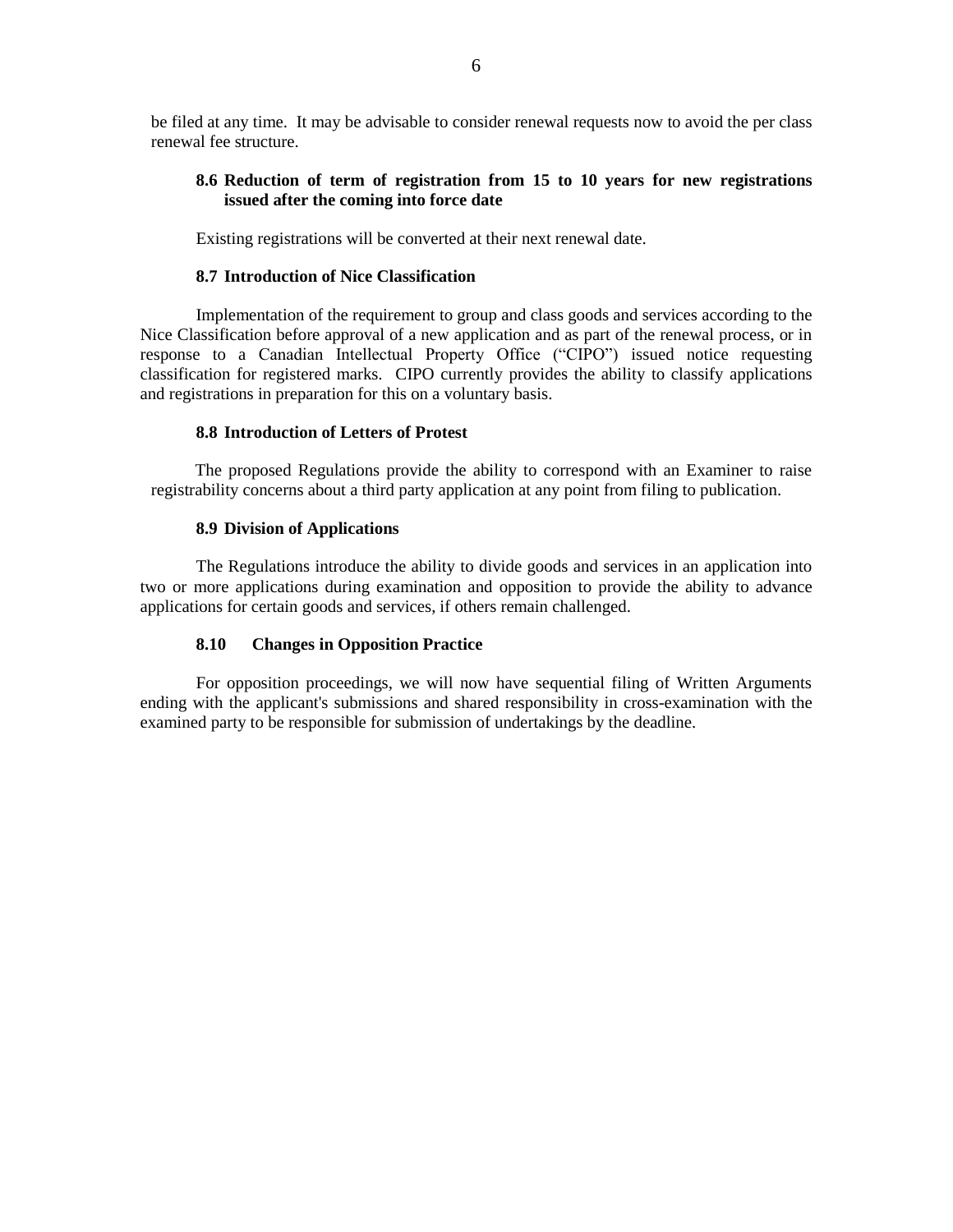be filed at any time. It may be advisable to consider renewal requests now to avoid the per class renewal fee structure.

### 8.6 Reduction of term of registration from 15 to 10 years for new registrations issued after the coming into force date

Existing registrations will be converted at their next renewal date.

### 8.7 Introduction of Nice Classification

Implementation of the requirement to group and class goods and services according to the Nice Classification before approval of a new application and as part of the renewal process, or in response to a Canadian Intellectual Property Office ("CIPO") issued notice requesting classification for registered marks. CIPO currently provides the ability to classify applications and registrations in preparation for this on a voluntary basis.

### 8.8 Introduction of Letters of Protest

The proposed Regulations provide the ability to correspond with an Examiner to raise registrability concerns about a third party application at any point from filing to publication.

### 8.9 Division of Applications

The Regulations introduce the ability to divide goods and services in an application into two or more applications during examination and opposition to provide the ability to advance applications for certain goods and services, if others remain challenged.

### 8.10 Changes in Opposition Practice

For opposition proceedings, we will now have sequential filing of Written Arguments ending with the applicant's submissions and shared responsibility in cross-examination with the examined party to be responsible for submission of undertakings by the deadline.